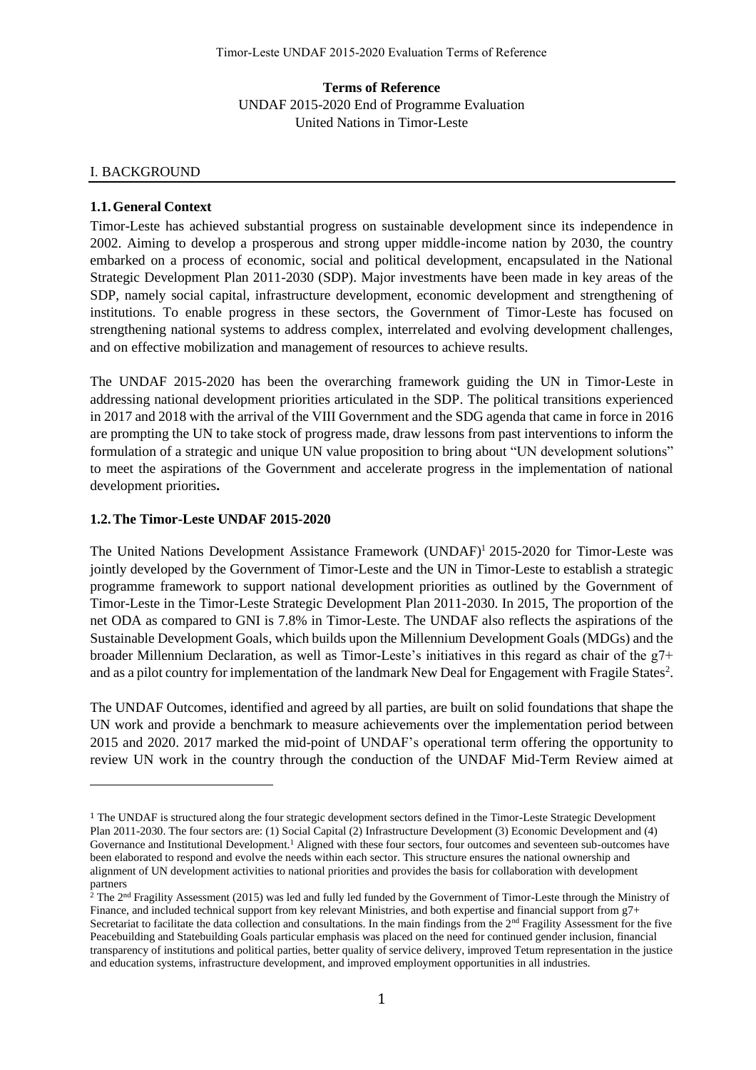**Terms of Reference**
UNDAF 2015-2020 End of Programme Evaluation
United Nations in Timor-Leste

## I. BACKGROUND

### 1.1. General Context

Timor-Leste has achieved substantial progress on sustainable development since its independence in 2002. Aiming to develop a prosperous and strong upper middle-income nation by 2030, the country embarked on a process of economic, social and political development, encapsulated in the National Strategic Development Plan 2011-2030 (SDP). Major investments have been made in key areas of the SDP, namely social capital, infrastructure development, economic development and strengthening of institutions. To enable progress in these sectors, the Government of Timor-Leste has focused on strengthening national systems to address complex, interrelated and evolving development challenges, and on effective mobilization and management of resources to achieve results.

The UNDAF 2015-2020 has been the overarching framework guiding the UN in Timor-Leste in addressing national development priorities articulated in the SDP. The political transitions experienced in 2017 and 2018 with the arrival of the VIII Government and the SDG agenda that came in force in 2016 are prompting the UN to take stock of progress made, draw lessons from past interventions to inform the formulation of a strategic and unique UN value proposition to bring about "UN development solutions" to meet the aspirations of the Government and accelerate progress in the implementation of national development priorities**.**

### 1.2. The Timor-Leste UNDAF 2015-2020

The United Nations Development Assistance Framework (UNDAF)[1] 2015-2020 for Timor-Leste was jointly developed by the Government of Timor-Leste and the UN in Timor-Leste to establish a strategic programme framework to support national development priorities as outlined by the Government of Timor-Leste in the Timor-Leste Strategic Development Plan 2011-2030. In 2015, The proportion of the net ODA as compared to GNI is 7.8% in Timor-Leste. The UNDAF also reflects the aspirations of the Sustainable Development Goals, which builds upon the Millennium Development Goals (MDGs) and the broader Millennium Declaration, as well as Timor-Leste's initiatives in this regard as chair of the g7+ and as a pilot country for implementation of the landmark New Deal for Engagement with Fragile States[2].

The UNDAF Outcomes, identified and agreed by all parties, are built on solid foundations that shape the UN work and provide a benchmark to measure achievements over the implementation period between 2015 and 2020. 2017 marked the mid-point of UNDAF's operational term offering the opportunity to review UN work in the country through the conduction of the UNDAF Mid-Term Review aimed at

---

[1] The UNDAF is structured along the four strategic development sectors defined in the Timor-Leste Strategic Development Plan 2011-2030. The four sectors are: (1) Social Capital (2) Infrastructure Development (3) Economic Development and (4) Governance and Institutional Development.[1] Aligned with these four sectors, four outcomes and seventeen sub-outcomes have been elaborated to respond and evolve the needs within each sector. This structure ensures the national ownership and alignment of UN development activities to national priorities and provides the basis for collaboration with development partners

[2] The 2nd Fragility Assessment (2015) was led and fully led funded by the Government of Timor-Leste through the Ministry of Finance, and included technical support from key relevant Ministries, and both expertise and financial support from g7+ Secretariat to facilitate the data collection and consultations. In the main findings from the 2nd Fragility Assessment for the five Peacebuilding and Statebuilding Goals particular emphasis was placed on the need for continued gender inclusion, financial transparency of institutions and political parties, better quality of service delivery, improved Tetum representation in the justice and education systems, infrastructure development, and improved employment opportunities in all industries.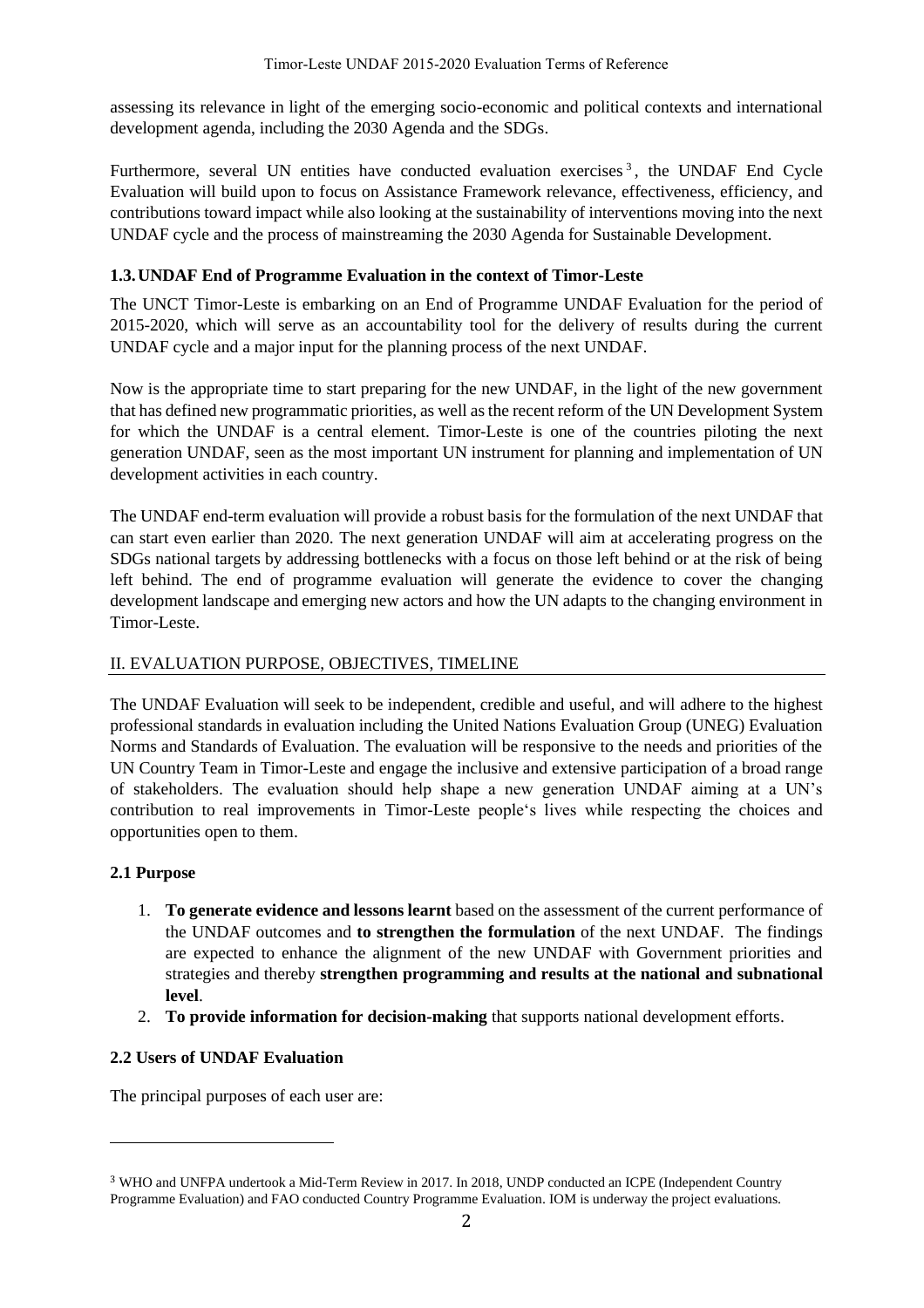assessing its relevance in light of the emerging socio-economic and political contexts and international development agenda, including the 2030 Agenda and the SDGs.

Furthermore, several UN entities have conducted evaluation exercises[3], the UNDAF End Cycle Evaluation will build upon to focus on Assistance Framework relevance, effectiveness, efficiency, and contributions toward impact while also looking at the sustainability of interventions moving into the next UNDAF cycle and the process of mainstreaming the 2030 Agenda for Sustainable Development.

### 1.3. UNDAF End of Programme Evaluation in the context of Timor-Leste

The UNCT Timor-Leste is embarking on an End of Programme UNDAF Evaluation for the period of 2015-2020, which will serve as an accountability tool for the delivery of results during the current UNDAF cycle and a major input for the planning process of the next UNDAF.

Now is the appropriate time to start preparing for the new UNDAF, in the light of the new government that has defined new programmatic priorities, as well as the recent reform of the UN Development System for which the UNDAF is a central element. Timor-Leste is one of the countries piloting the next generation UNDAF, seen as the most important UN instrument for planning and implementation of UN development activities in each country.

The UNDAF end-term evaluation will provide a robust basis for the formulation of the next UNDAF that can start even earlier than 2020. The next generation UNDAF will aim at accelerating progress on the SDGs national targets by addressing bottlenecks with a focus on those left behind or at the risk of being left behind. The end of programme evaluation will generate the evidence to cover the changing development landscape and emerging new actors and how the UN adapts to the changing environment in Timor-Leste.

## II. EVALUATION PURPOSE, OBJECTIVES, TIMELINE

The UNDAF Evaluation will seek to be independent, credible and useful, and will adhere to the highest professional standards in evaluation including the United Nations Evaluation Group (UNEG) Evaluation Norms and Standards of Evaluation. The evaluation will be responsive to the needs and priorities of the UN Country Team in Timor-Leste and engage the inclusive and extensive participation of a broad range of stakeholders. The evaluation should help shape a new generation UNDAF aiming at a UN's contribution to real improvements in Timor-Leste people's lives while respecting the choices and opportunities open to them.

### 2.1 Purpose

1. **To generate evidence and lessons learnt** based on the assessment of the current performance of the UNDAF outcomes and **to strengthen the formulation** of the next UNDAF. The findings are expected to enhance the alignment of the new UNDAF with Government priorities and strategies and thereby **strengthen programming and results at the national and subnational level**.
2. **To provide information for decision-making** that supports national development efforts.

### 2.2 Users of UNDAF Evaluation

The principal purposes of each user are:

---

[3] WHO and UNFPA undertook a Mid-Term Review in 2017. In 2018, UNDP conducted an ICPE (Independent Country Programme Evaluation) and FAO conducted Country Programme Evaluation. IOM is underway the project evaluations.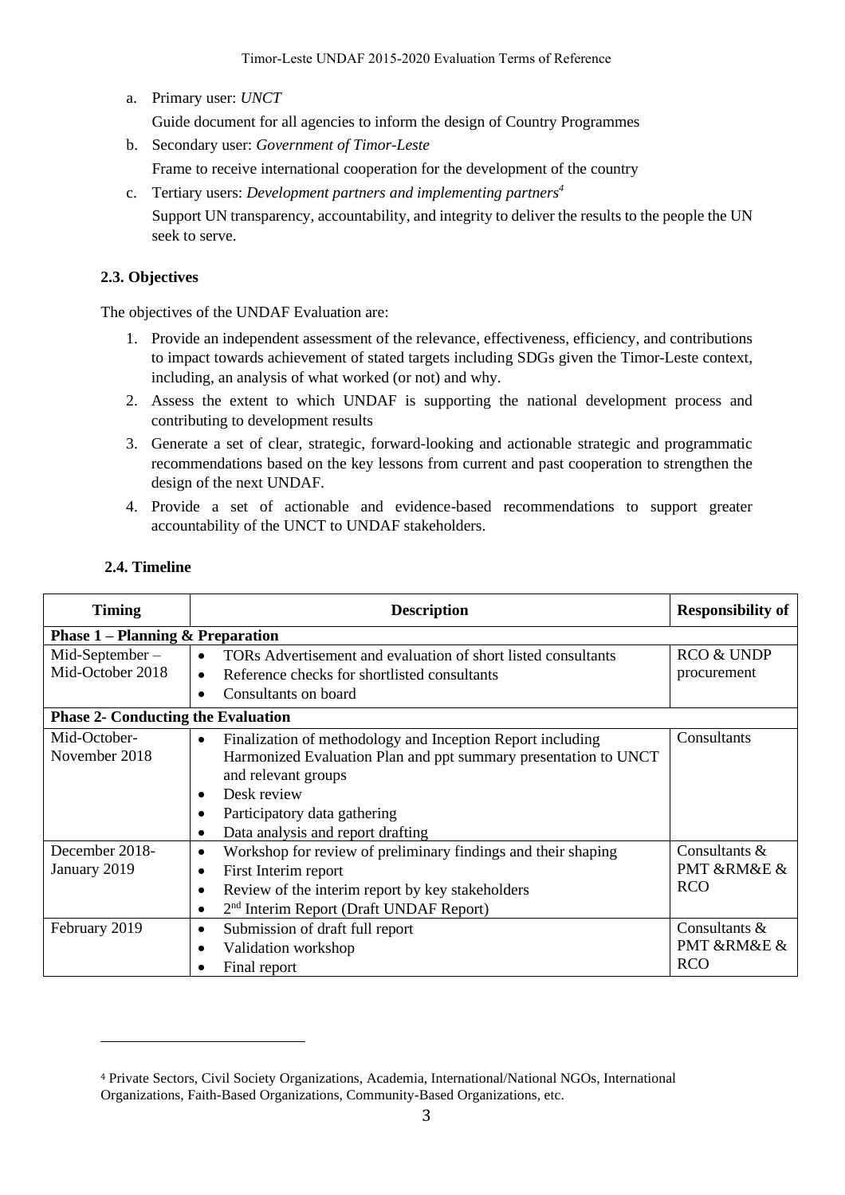a. Primary user: *UNCT*

   Guide document for all agencies to inform the design of Country Programmes

b. Secondary user: *Government of Timor-Leste*

   Frame to receive international cooperation for the development of the country

c. Tertiary users: *Development partners and implementing partners*[4]

   Support UN transparency, accountability, and integrity to deliver the results to the people the UN seek to serve.

### 2.3. Objectives

The objectives of the UNDAF Evaluation are:

1. Provide an independent assessment of the relevance, effectiveness, efficiency, and contributions to impact towards achievement of stated targets including SDGs given the Timor-Leste context, including, an analysis of what worked (or not) and why.
2. Assess the extent to which UNDAF is supporting the national development process and contributing to development results
3. Generate a set of clear, strategic, forward-looking and actionable strategic and programmatic recommendations based on the key lessons from current and past cooperation to strengthen the design of the next UNDAF.
4. Provide a set of actionable and evidence-based recommendations to support greater accountability of the UNCT to UNDAF stakeholders.

### 2.4. Timeline

| Timing | Description | Responsibility of |
|---|---|---|
| **Phase 1 – Planning & Preparation** | | |
| Mid-September – Mid-October 2018 | • TORs Advertisement and evaluation of short listed consultants<br>• Reference checks for shortlisted consultants<br>• Consultants on board | RCO & UNDP procurement |
| **Phase 2- Conducting the Evaluation** | | |
| Mid-October- November 2018 | • Finalization of methodology and Inception Report including Harmonized Evaluation Plan and ppt summary presentation to UNCT and relevant groups<br>• Desk review<br>• Participatory data gathering<br>• Data analysis and report drafting | Consultants |
| December 2018- January 2019 | • Workshop for review of preliminary findings and their shaping<br>• First Interim report<br>• Review of the interim report by key stakeholders<br>• 2nd Interim Report (Draft UNDAF Report) | Consultants & PMT &RM&E & RCO |
| February 2019 | • Submission of draft full report<br>• Validation workshop<br>• Final report | Consultants & PMT &RM&E & RCO |

[4] Private Sectors, Civil Society Organizations, Academia, International/National NGOs, International Organizations, Faith-Based Organizations, Community-Based Organizations, etc.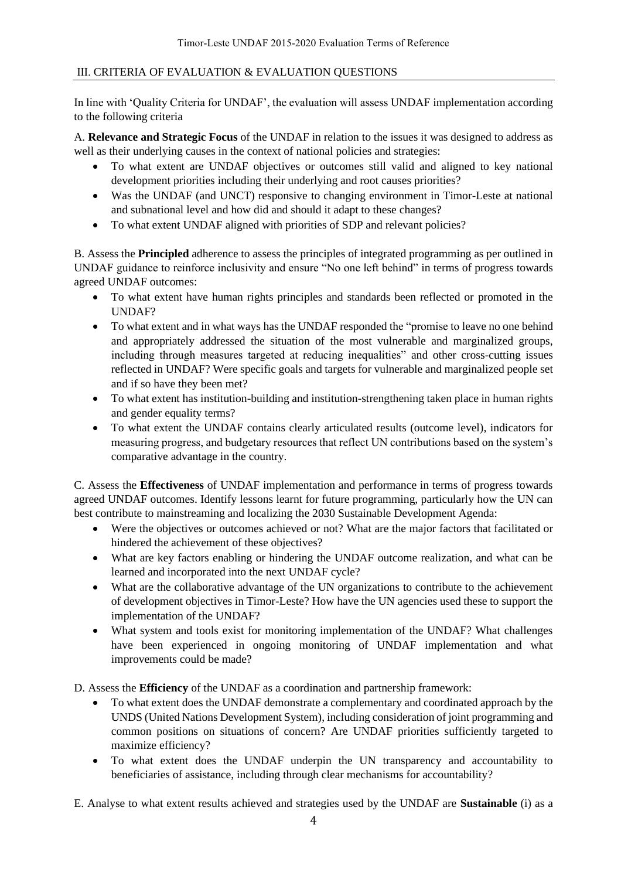## III. CRITERIA OF EVALUATION & EVALUATION QUESTIONS

In line with 'Quality Criteria for UNDAF', the evaluation will assess UNDAF implementation according to the following criteria

A. **Relevance and Strategic Focus** of the UNDAF in relation to the issues it was designed to address as well as their underlying causes in the context of national policies and strategies:

- To what extent are UNDAF objectives or outcomes still valid and aligned to key national development priorities including their underlying and root causes priorities?
- Was the UNDAF (and UNCT) responsive to changing environment in Timor-Leste at national and subnational level and how did and should it adapt to these changes?
- To what extent UNDAF aligned with priorities of SDP and relevant policies?

B. Assess the **Principled** adherence to assess the principles of integrated programming as per outlined in UNDAF guidance to reinforce inclusivity and ensure "No one left behind" in terms of progress towards agreed UNDAF outcomes:

- To what extent have human rights principles and standards been reflected or promoted in the UNDAF?
- To what extent and in what ways has the UNDAF responded the "promise to leave no one behind and appropriately addressed the situation of the most vulnerable and marginalized groups, including through measures targeted at reducing inequalities" and other cross-cutting issues reflected in UNDAF? Were specific goals and targets for vulnerable and marginalized people set and if so have they been met?
- To what extent has institution-building and institution-strengthening taken place in human rights and gender equality terms?
- To what extent the UNDAF contains clearly articulated results (outcome level), indicators for measuring progress, and budgetary resources that reflect UN contributions based on the system's comparative advantage in the country.

C. Assess the **Effectiveness** of UNDAF implementation and performance in terms of progress towards agreed UNDAF outcomes. Identify lessons learnt for future programming, particularly how the UN can best contribute to mainstreaming and localizing the 2030 Sustainable Development Agenda:

- Were the objectives or outcomes achieved or not? What are the major factors that facilitated or hindered the achievement of these objectives?
- What are key factors enabling or hindering the UNDAF outcome realization, and what can be learned and incorporated into the next UNDAF cycle?
- What are the collaborative advantage of the UN organizations to contribute to the achievement of development objectives in Timor-Leste? How have the UN agencies used these to support the implementation of the UNDAF?
- What system and tools exist for monitoring implementation of the UNDAF? What challenges have been experienced in ongoing monitoring of UNDAF implementation and what improvements could be made?

D. Assess the **Efficiency** of the UNDAF as a coordination and partnership framework:

- To what extent does the UNDAF demonstrate a complementary and coordinated approach by the UNDS (United Nations Development System), including consideration of joint programming and common positions on situations of concern? Are UNDAF priorities sufficiently targeted to maximize efficiency?
- To what extent does the UNDAF underpin the UN transparency and accountability to beneficiaries of assistance, including through clear mechanisms for accountability?

E. Analyse to what extent results achieved and strategies used by the UNDAF are **Sustainable** (i) as a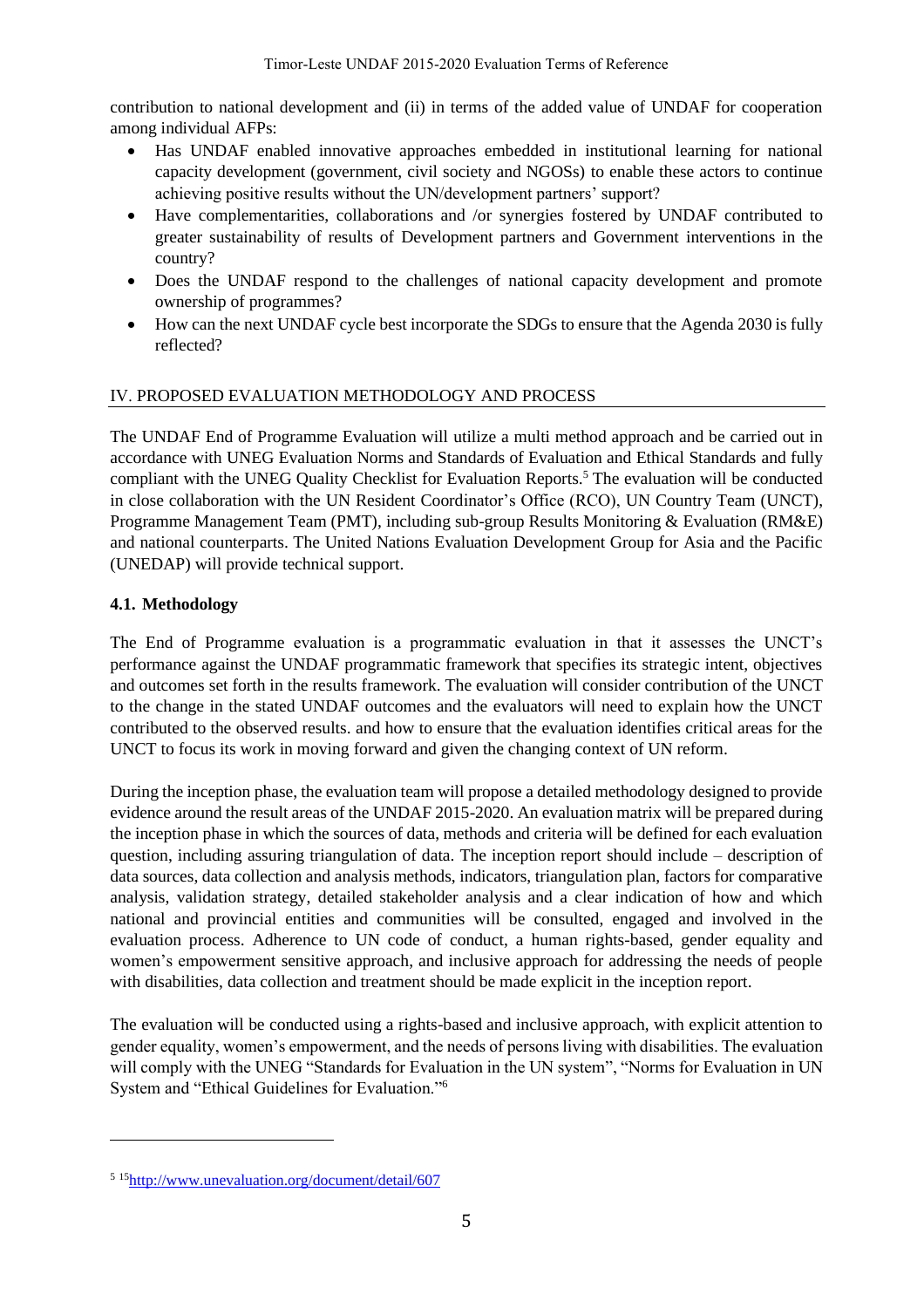contribution to national development and (ii) in terms of the added value of UNDAF for cooperation among individual AFPs:

- Has UNDAF enabled innovative approaches embedded in institutional learning for national capacity development (government, civil society and NGOSs) to enable these actors to continue achieving positive results without the UN/development partners' support?
- Have complementarities, collaborations and /or synergies fostered by UNDAF contributed to greater sustainability of results of Development partners and Government interventions in the country?
- Does the UNDAF respond to the challenges of national capacity development and promote ownership of programmes?
- How can the next UNDAF cycle best incorporate the SDGs to ensure that the Agenda 2030 is fully reflected?

## IV. PROPOSED EVALUATION METHODOLOGY AND PROCESS

The UNDAF End of Programme Evaluation will utilize a multi method approach and be carried out in accordance with UNEG Evaluation Norms and Standards of Evaluation and Ethical Standards and fully compliant with the UNEG Quality Checklist for Evaluation Reports.[5] The evaluation will be conducted in close collaboration with the UN Resident Coordinator's Office (RCO), UN Country Team (UNCT), Programme Management Team (PMT), including sub-group Results Monitoring & Evaluation (RM&E) and national counterparts. The United Nations Evaluation Development Group for Asia and the Pacific (UNEDAP) will provide technical support.

### 4.1. Methodology

The End of Programme evaluation is a programmatic evaluation in that it assesses the UNCT's performance against the UNDAF programmatic framework that specifies its strategic intent, objectives and outcomes set forth in the results framework. The evaluation will consider contribution of the UNCT to the change in the stated UNDAF outcomes and the evaluators will need to explain how the UNCT contributed to the observed results. and how to ensure that the evaluation identifies critical areas for the UNCT to focus its work in moving forward and given the changing context of UN reform.

During the inception phase, the evaluation team will propose a detailed methodology designed to provide evidence around the result areas of the UNDAF 2015-2020. An evaluation matrix will be prepared during the inception phase in which the sources of data, methods and criteria will be defined for each evaluation question, including assuring triangulation of data. The inception report should include – description of data sources, data collection and analysis methods, indicators, triangulation plan, factors for comparative analysis, validation strategy, detailed stakeholder analysis and a clear indication of how and which national and provincial entities and communities will be consulted, engaged and involved in the evaluation process. Adherence to UN code of conduct, a human rights-based, gender equality and women's empowerment sensitive approach, and inclusive approach for addressing the needs of people with disabilities, data collection and treatment should be made explicit in the inception report.

The evaluation will be conducted using a rights-based and inclusive approach, with explicit attention to gender equality, women's empowerment, and the needs of persons living with disabilities. The evaluation will comply with the UNEG "Standards for Evaluation in the UN system", "Norms for Evaluation in UN System and "Ethical Guidelines for Evaluation."[6]

---

[5] [15]http://www.unevaluation.org/document/detail/607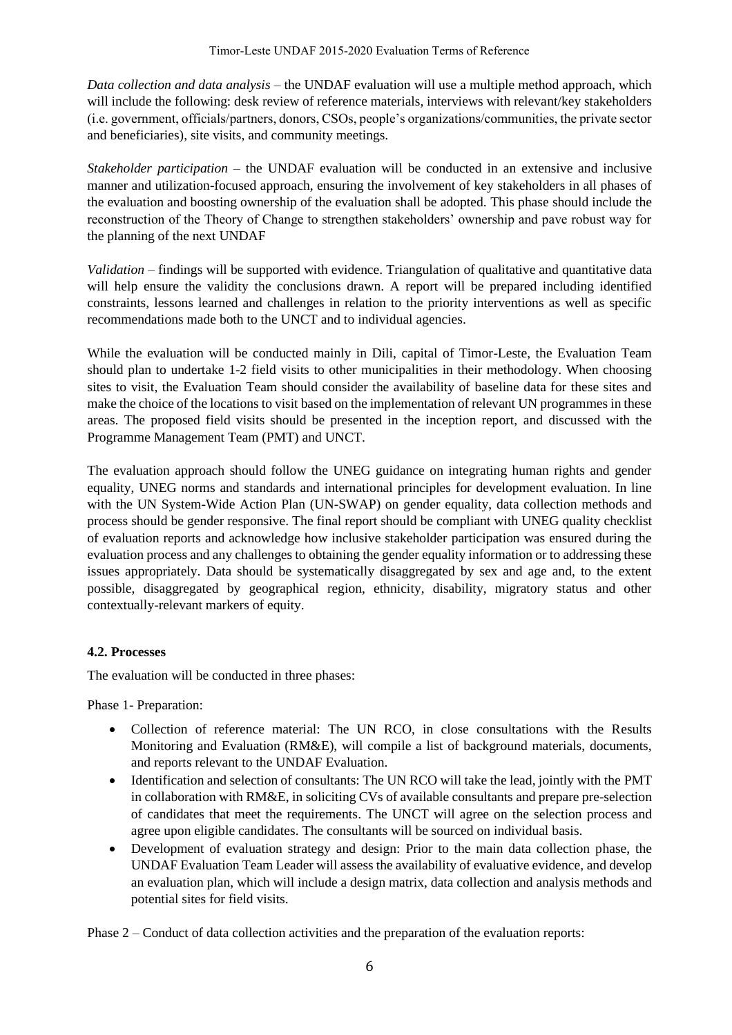*Data collection and data analysis* – the UNDAF evaluation will use a multiple method approach, which will include the following: desk review of reference materials, interviews with relevant/key stakeholders (i.e. government, officials/partners, donors, CSOs, people's organizations/communities, the private sector and beneficiaries), site visits, and community meetings.

*Stakeholder participation* – the UNDAF evaluation will be conducted in an extensive and inclusive manner and utilization-focused approach, ensuring the involvement of key stakeholders in all phases of the evaluation and boosting ownership of the evaluation shall be adopted. This phase should include the reconstruction of the Theory of Change to strengthen stakeholders' ownership and pave robust way for the planning of the next UNDAF

*Validation* – findings will be supported with evidence. Triangulation of qualitative and quantitative data will help ensure the validity the conclusions drawn. A report will be prepared including identified constraints, lessons learned and challenges in relation to the priority interventions as well as specific recommendations made both to the UNCT and to individual agencies.

While the evaluation will be conducted mainly in Dili, capital of Timor-Leste, the Evaluation Team should plan to undertake 1-2 field visits to other municipalities in their methodology. When choosing sites to visit, the Evaluation Team should consider the availability of baseline data for these sites and make the choice of the locations to visit based on the implementation of relevant UN programmes in these areas. The proposed field visits should be presented in the inception report, and discussed with the Programme Management Team (PMT) and UNCT.

The evaluation approach should follow the UNEG guidance on integrating human rights and gender equality, UNEG norms and standards and international principles for development evaluation. In line with the UN System-Wide Action Plan (UN-SWAP) on gender equality, data collection methods and process should be gender responsive. The final report should be compliant with UNEG quality checklist of evaluation reports and acknowledge how inclusive stakeholder participation was ensured during the evaluation process and any challenges to obtaining the gender equality information or to addressing these issues appropriately. Data should be systematically disaggregated by sex and age and, to the extent possible, disaggregated by geographical region, ethnicity, disability, migratory status and other contextually-relevant markers of equity.

### 4.2. Processes

The evaluation will be conducted in three phases:

Phase 1- Preparation:

- Collection of reference material: The UN RCO, in close consultations with the Results Monitoring and Evaluation (RM&E), will compile a list of background materials, documents, and reports relevant to the UNDAF Evaluation.
- Identification and selection of consultants: The UN RCO will take the lead, jointly with the PMT in collaboration with RM&E, in soliciting CVs of available consultants and prepare pre-selection of candidates that meet the requirements. The UNCT will agree on the selection process and agree upon eligible candidates. The consultants will be sourced on individual basis.
- Development of evaluation strategy and design: Prior to the main data collection phase, the UNDAF Evaluation Team Leader will assess the availability of evaluative evidence, and develop an evaluation plan, which will include a design matrix, data collection and analysis methods and potential sites for field visits.

Phase 2 – Conduct of data collection activities and the preparation of the evaluation reports: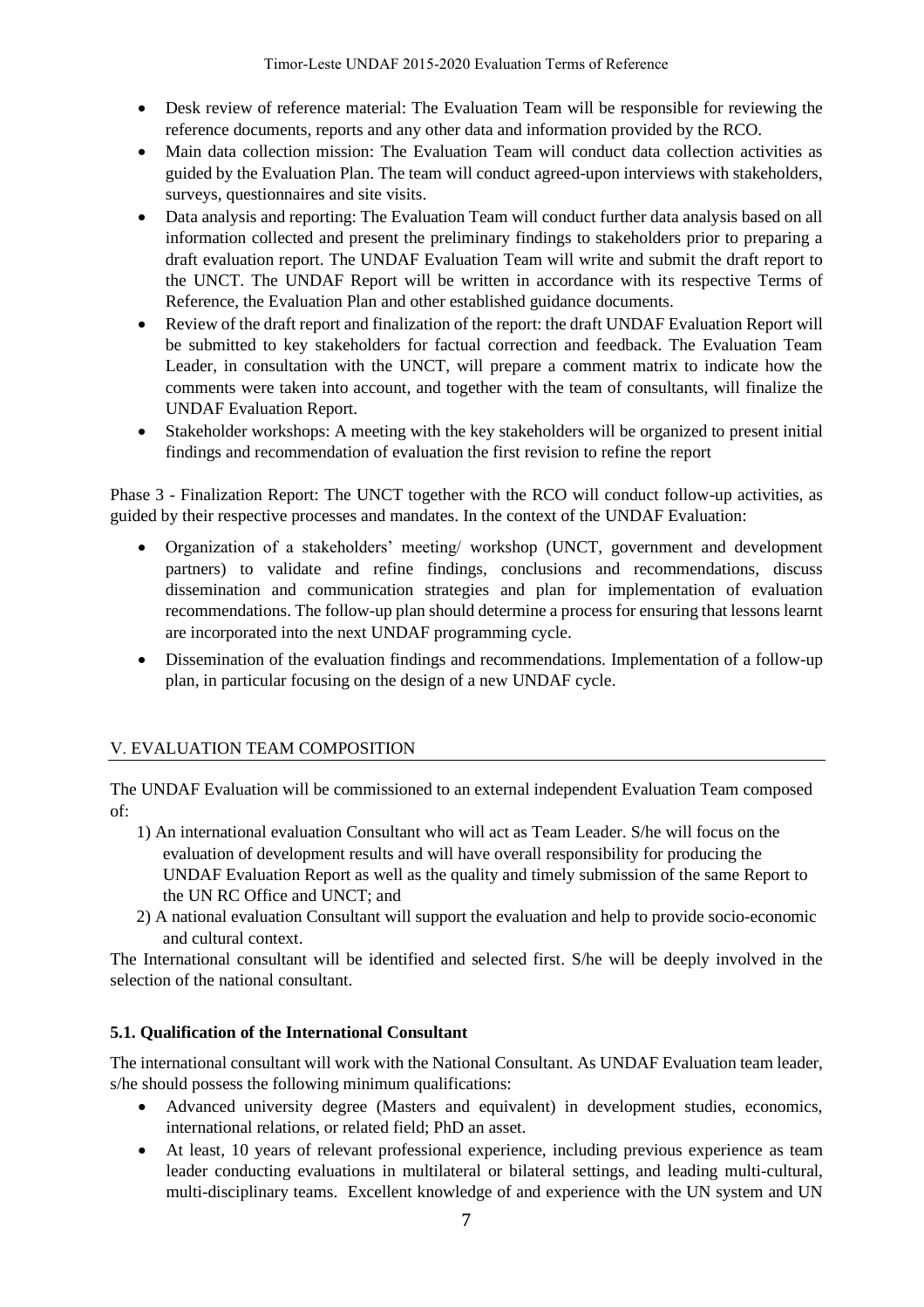- Desk review of reference material: The Evaluation Team will be responsible for reviewing the reference documents, reports and any other data and information provided by the RCO.
- Main data collection mission: The Evaluation Team will conduct data collection activities as guided by the Evaluation Plan. The team will conduct agreed-upon interviews with stakeholders, surveys, questionnaires and site visits.
- Data analysis and reporting: The Evaluation Team will conduct further data analysis based on all information collected and present the preliminary findings to stakeholders prior to preparing a draft evaluation report. The UNDAF Evaluation Team will write and submit the draft report to the UNCT. The UNDAF Report will be written in accordance with its respective Terms of Reference, the Evaluation Plan and other established guidance documents.
- Review of the draft report and finalization of the report: the draft UNDAF Evaluation Report will be submitted to key stakeholders for factual correction and feedback. The Evaluation Team Leader, in consultation with the UNCT, will prepare a comment matrix to indicate how the comments were taken into account, and together with the team of consultants, will finalize the UNDAF Evaluation Report.
- Stakeholder workshops: A meeting with the key stakeholders will be organized to present initial findings and recommendation of evaluation the first revision to refine the report

Phase 3 - Finalization Report: The UNCT together with the RCO will conduct follow-up activities, as guided by their respective processes and mandates. In the context of the UNDAF Evaluation:

- Organization of a stakeholders' meeting/ workshop (UNCT, government and development partners) to validate and refine findings, conclusions and recommendations, discuss dissemination and communication strategies and plan for implementation of evaluation recommendations. The follow-up plan should determine a process for ensuring that lessons learnt are incorporated into the next UNDAF programming cycle.
- Dissemination of the evaluation findings and recommendations. Implementation of a follow-up plan, in particular focusing on the design of a new UNDAF cycle.

## V. EVALUATION TEAM COMPOSITION

The UNDAF Evaluation will be commissioned to an external independent Evaluation Team composed of:

1) An international evaluation Consultant who will act as Team Leader. S/he will focus on the evaluation of development results and will have overall responsibility for producing the UNDAF Evaluation Report as well as the quality and timely submission of the same Report to the UN RC Office and UNCT; and
2) A national evaluation Consultant will support the evaluation and help to provide socio-economic and cultural context.

The International consultant will be identified and selected first. S/he will be deeply involved in the selection of the national consultant.

### 5.1. Qualification of the International Consultant

The international consultant will work with the National Consultant. As UNDAF Evaluation team leader, s/he should possess the following minimum qualifications:

- Advanced university degree (Masters and equivalent) in development studies, economics, international relations, or related field; PhD an asset.
- At least, 10 years of relevant professional experience, including previous experience as team leader conducting evaluations in multilateral or bilateral settings, and leading multi-cultural, multi-disciplinary teams. Excellent knowledge of and experience with the UN system and UN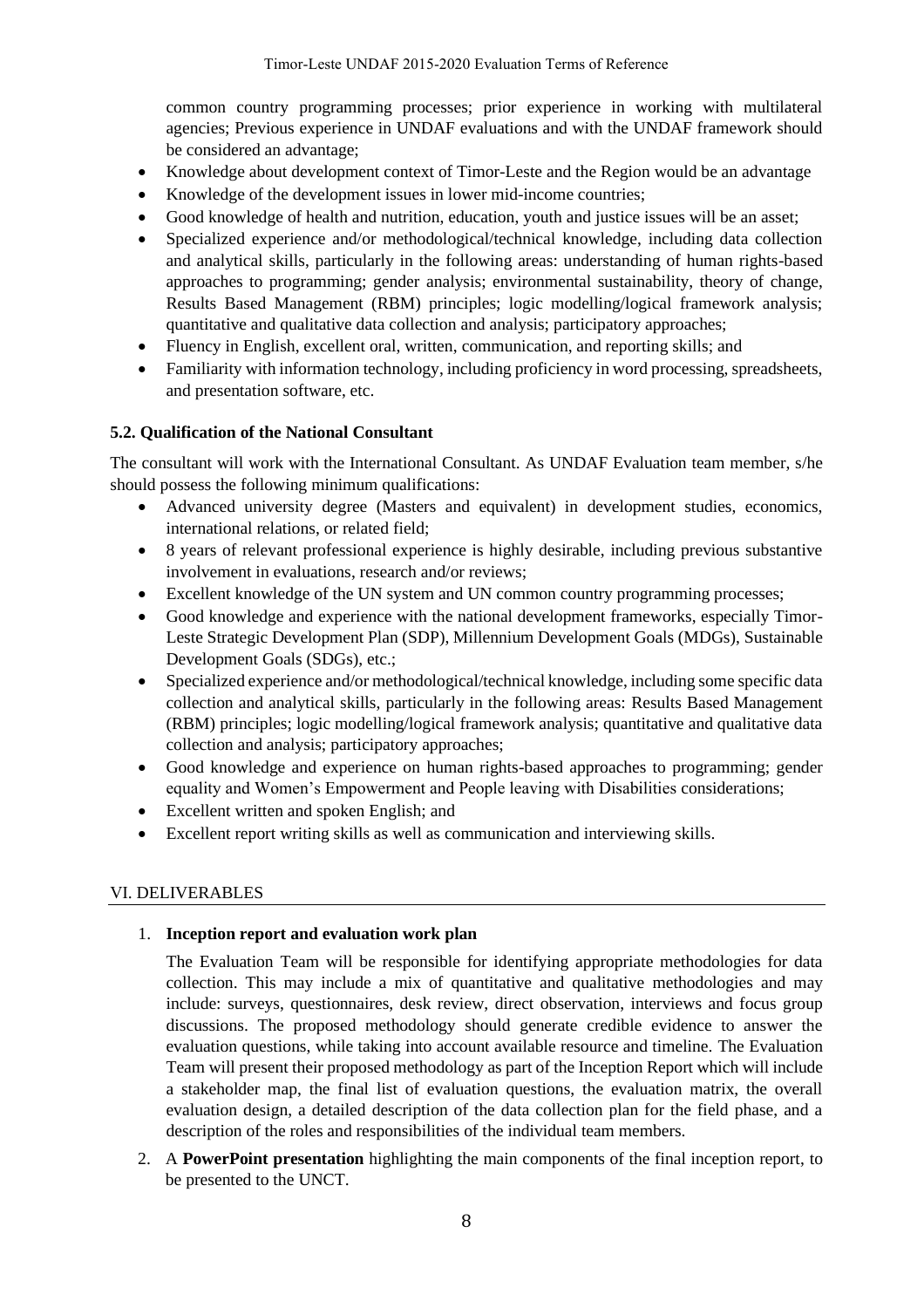common country programming processes; prior experience in working with multilateral agencies; Previous experience in UNDAF evaluations and with the UNDAF framework should be considered an advantage;

- Knowledge about development context of Timor-Leste and the Region would be an advantage
- Knowledge of the development issues in lower mid-income countries;
- Good knowledge of health and nutrition, education, youth and justice issues will be an asset;
- Specialized experience and/or methodological/technical knowledge, including data collection and analytical skills, particularly in the following areas: understanding of human rights-based approaches to programming; gender analysis; environmental sustainability, theory of change, Results Based Management (RBM) principles; logic modelling/logical framework analysis; quantitative and qualitative data collection and analysis; participatory approaches;
- Fluency in English, excellent oral, written, communication, and reporting skills; and
- Familiarity with information technology, including proficiency in word processing, spreadsheets, and presentation software, etc.

### 5.2. Qualification of the National Consultant

The consultant will work with the International Consultant. As UNDAF Evaluation team member, s/he should possess the following minimum qualifications:

- Advanced university degree (Masters and equivalent) in development studies, economics, international relations, or related field;
- 8 years of relevant professional experience is highly desirable, including previous substantive involvement in evaluations, research and/or reviews;
- Excellent knowledge of the UN system and UN common country programming processes;
- Good knowledge and experience with the national development frameworks, especially Timor-Leste Strategic Development Plan (SDP), Millennium Development Goals (MDGs), Sustainable Development Goals (SDGs), etc.;
- Specialized experience and/or methodological/technical knowledge, including some specific data collection and analytical skills, particularly in the following areas: Results Based Management (RBM) principles; logic modelling/logical framework analysis; quantitative and qualitative data collection and analysis; participatory approaches;
- Good knowledge and experience on human rights-based approaches to programming; gender equality and Women's Empowerment and People leaving with Disabilities considerations;
- Excellent written and spoken English; and
- Excellent report writing skills as well as communication and interviewing skills.

## VI. DELIVERABLES

1. **Inception report and evaluation work plan**

   The Evaluation Team will be responsible for identifying appropriate methodologies for data collection. This may include a mix of quantitative and qualitative methodologies and may include: surveys, questionnaires, desk review, direct observation, interviews and focus group discussions. The proposed methodology should generate credible evidence to answer the evaluation questions, while taking into account available resource and timeline. The Evaluation Team will present their proposed methodology as part of the Inception Report which will include a stakeholder map, the final list of evaluation questions, the evaluation matrix, the overall evaluation design, a detailed description of the data collection plan for the field phase, and a description of the roles and responsibilities of the individual team members.

2. A **PowerPoint presentation** highlighting the main components of the final inception report, to be presented to the UNCT.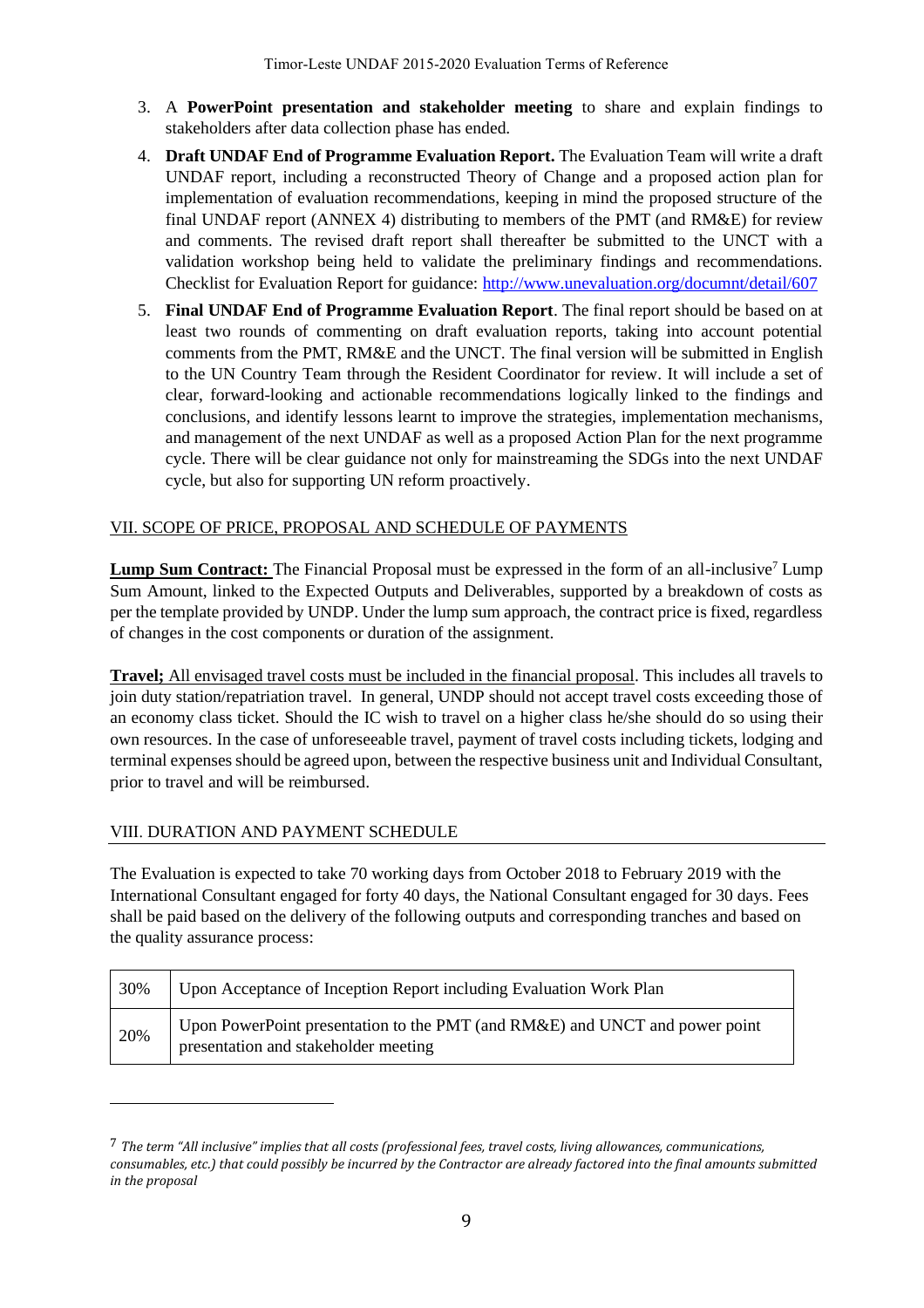3. A **PowerPoint presentation and stakeholder meeting** to share and explain findings to stakeholders after data collection phase has ended.
4. **Draft UNDAF End of Programme Evaluation Report.** The Evaluation Team will write a draft UNDAF report, including a reconstructed Theory of Change and a proposed action plan for implementation of evaluation recommendations, keeping in mind the proposed structure of the final UNDAF report (ANNEX 4) distributing to members of the PMT (and RM&E) for review and comments. The revised draft report shall thereafter be submitted to the UNCT with a validation workshop being held to validate the preliminary findings and recommendations. Checklist for Evaluation Report for guidance: [http://www.unevaluation.org/documnt/detail/607](http://www.unevaluation.org/documnt/detail/607)
5. **Final UNDAF End of Programme Evaluation Report**. The final report should be based on at least two rounds of commenting on draft evaluation reports, taking into account potential comments from the PMT, RM&E and the UNCT. The final version will be submitted in English to the UN Country Team through the Resident Coordinator for review. It will include a set of clear, forward-looking and actionable recommendations logically linked to the findings and conclusions, and identify lessons learnt to improve the strategies, implementation mechanisms, and management of the next UNDAF as well as a proposed Action Plan for the next programme cycle. There will be clear guidance not only for mainstreaming the SDGs into the next UNDAF cycle, but also for supporting UN reform proactively.

## VII. SCOPE OF PRICE, PROPOSAL AND SCHEDULE OF PAYMENTS

**Lump Sum Contract:** The Financial Proposal must be expressed in the form of an all-inclusive[7] Lump Sum Amount, linked to the Expected Outputs and Deliverables, supported by a breakdown of costs as per the template provided by UNDP. Under the lump sum approach, the contract price is fixed, regardless of changes in the cost components or duration of the assignment.

**Travel;** All envisaged travel costs must be included in the financial proposal. This includes all travels to join duty station/repatriation travel. In general, UNDP should not accept travel costs exceeding those of an economy class ticket. Should the IC wish to travel on a higher class he/she should do so using their own resources. In the case of unforeseeable travel, payment of travel costs including tickets, lodging and terminal expenses should be agreed upon, between the respective business unit and Individual Consultant, prior to travel and will be reimbursed.

## VIII. DURATION AND PAYMENT SCHEDULE

The Evaluation is expected to take 70 working days from October 2018 to February 2019 with the International Consultant engaged for forty 40 days, the National Consultant engaged for 30 days. Fees shall be paid based on the delivery of the following outputs and corresponding tranches and based on the quality assurance process:

| | |
|---|---|
| 30% | Upon Acceptance of Inception Report including Evaluation Work Plan |
| 20% | Upon PowerPoint presentation to the PMT (and RM&E) and UNCT and power point presentation and stakeholder meeting |

[7] *The term "All inclusive" implies that all costs (professional fees, travel costs, living allowances, communications, consumables, etc.) that could possibly be incurred by the Contractor are already factored into the final amounts submitted in the proposal*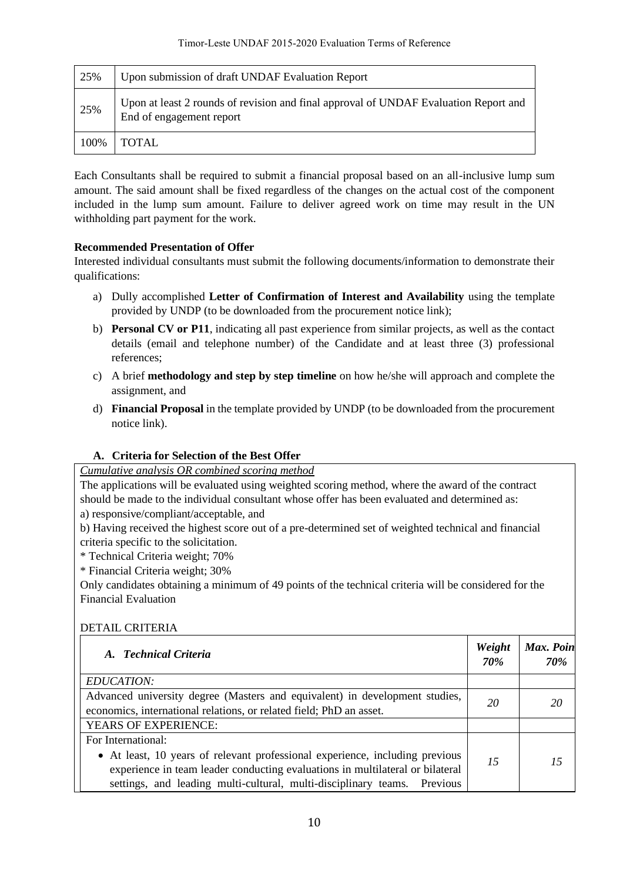| 25% | Upon submission of draft UNDAF Evaluation Report |
|---|---|
| 25% | Upon at least 2 rounds of revision and final approval of UNDAF Evaluation Report and End of engagement report |
| 100% | TOTAL |

Each Consultants shall be required to submit a financial proposal based on an all-inclusive lump sum amount. The said amount shall be fixed regardless of the changes on the actual cost of the component included in the lump sum amount. Failure to deliver agreed work on time may result in the UN withholding part payment for the work.

**Recommended Presentation of Offer**

Interested individual consultants must submit the following documents/information to demonstrate their qualifications:

a) Dully accomplished **Letter of Confirmation of Interest and Availability** using the template provided by UNDP (to be downloaded from the procurement notice link);

b) **Personal CV or P11**, indicating all past experience from similar projects, as well as the contact details (email and telephone number) of the Candidate and at least three (3) professional references;

c) A brief **methodology and step by step timeline** on how he/she will approach and complete the assignment, and

d) **Financial Proposal** in the template provided by UNDP (to be downloaded from the procurement notice link).

### A. Criteria for Selection of the Best Offer

*Cumulative analysis OR combined scoring method*

The applications will be evaluated using weighted scoring method, where the award of the contract should be made to the individual consultant whose offer has been evaluated and determined as:

a) responsive/compliant/acceptable, and

b) Having received the highest score out of a pre-determined set of weighted technical and financial criteria specific to the solicitation.

* Technical Criteria weight; 70%

* Financial Criteria weight; 30%

Only candidates obtaining a minimum of 49 points of the technical criteria will be considered for the Financial Evaluation

DETAIL CRITERIA

| *A. Technical Criteria* | *Weight 70%* | *Max. Poin 70%* |
|---|---|---|
| *EDUCATION:* | | |
| Advanced university degree (Masters and equivalent) in development studies, economics, international relations, or related field; PhD an asset. | *20* | *20* |
| YEARS OF EXPERIENCE: | | |
| For International:<br>• At least, 10 years of relevant professional experience, including previous experience in team leader conducting evaluations in multilateral or bilateral settings, and leading multi-cultural, multi-disciplinary teams. Previous | *15* | *15* |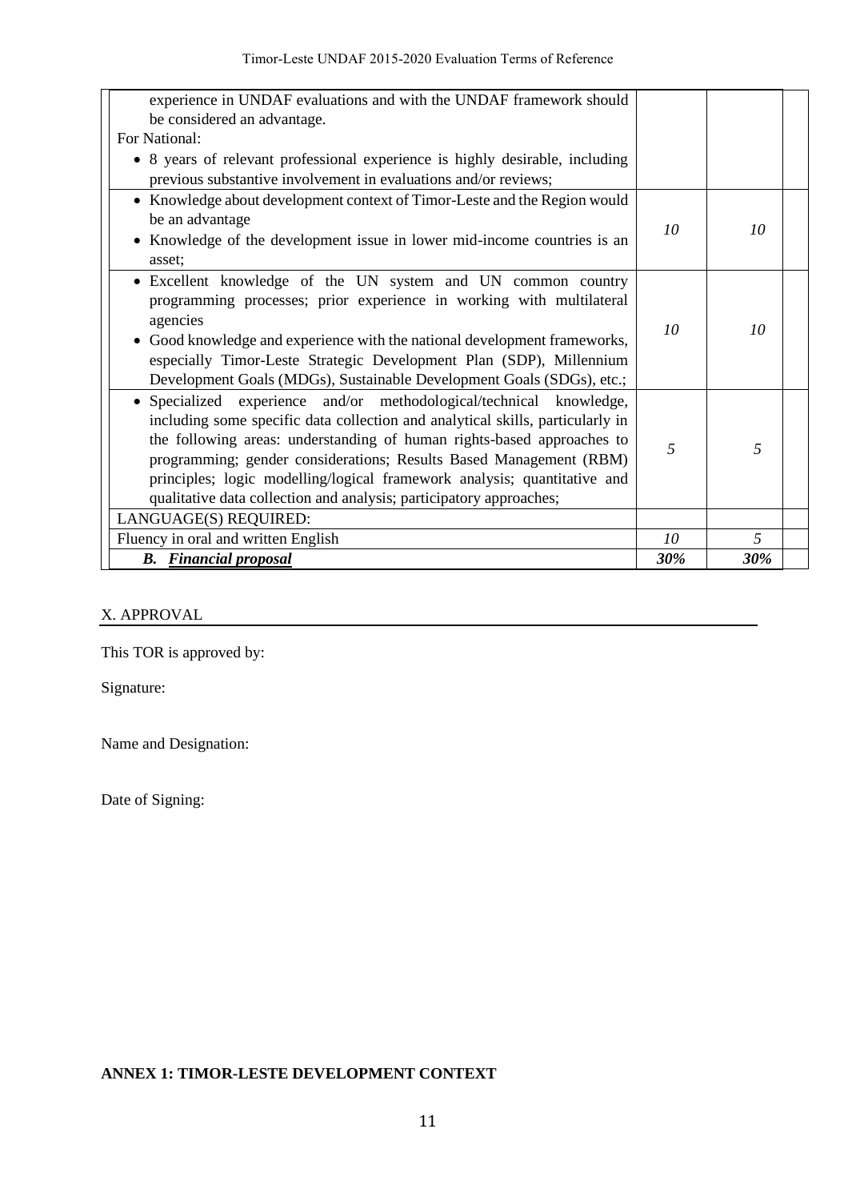| | | | |
|---|---|---|---|
| experience in UNDAF evaluations and with the UNDAF framework should be considered an advantage.<br>For National:<br>• 8 years of relevant professional experience is highly desirable, including previous substantive involvement in evaluations and/or reviews; | | | |
| • Knowledge about development context of Timor-Leste and the Region would be an advantage<br>• Knowledge of the development issue in lower mid-income countries is an asset; | *10* | *10* | |
| • Excellent knowledge of the UN system and UN common country programming processes; prior experience in working with multilateral agencies<br>• Good knowledge and experience with the national development frameworks, especially Timor-Leste Strategic Development Plan (SDP), Millennium Development Goals (MDGs), Sustainable Development Goals (SDGs), etc.; | *10* | *10* | |
| • Specialized experience and/or methodological/technical knowledge, including some specific data collection and analytical skills, particularly in the following areas: understanding of human rights-based approaches to programming; gender considerations; Results Based Management (RBM) principles; logic modelling/logical framework analysis; quantitative and qualitative data collection and analysis; participatory approaches; | *5* | *5* | |
| LANGUAGE(S) REQUIRED: | | | |
| Fluency in oral and written English | *10* | *5* | |
| ***B. Financial proposal*** | ***30%*** | ***30%*** | |

## X. APPROVAL

This TOR is approved by:

Signature:

Name and Designation:

Date of Signing:

**ANNEX 1: TIMOR-LESTE DEVELOPMENT CONTEXT**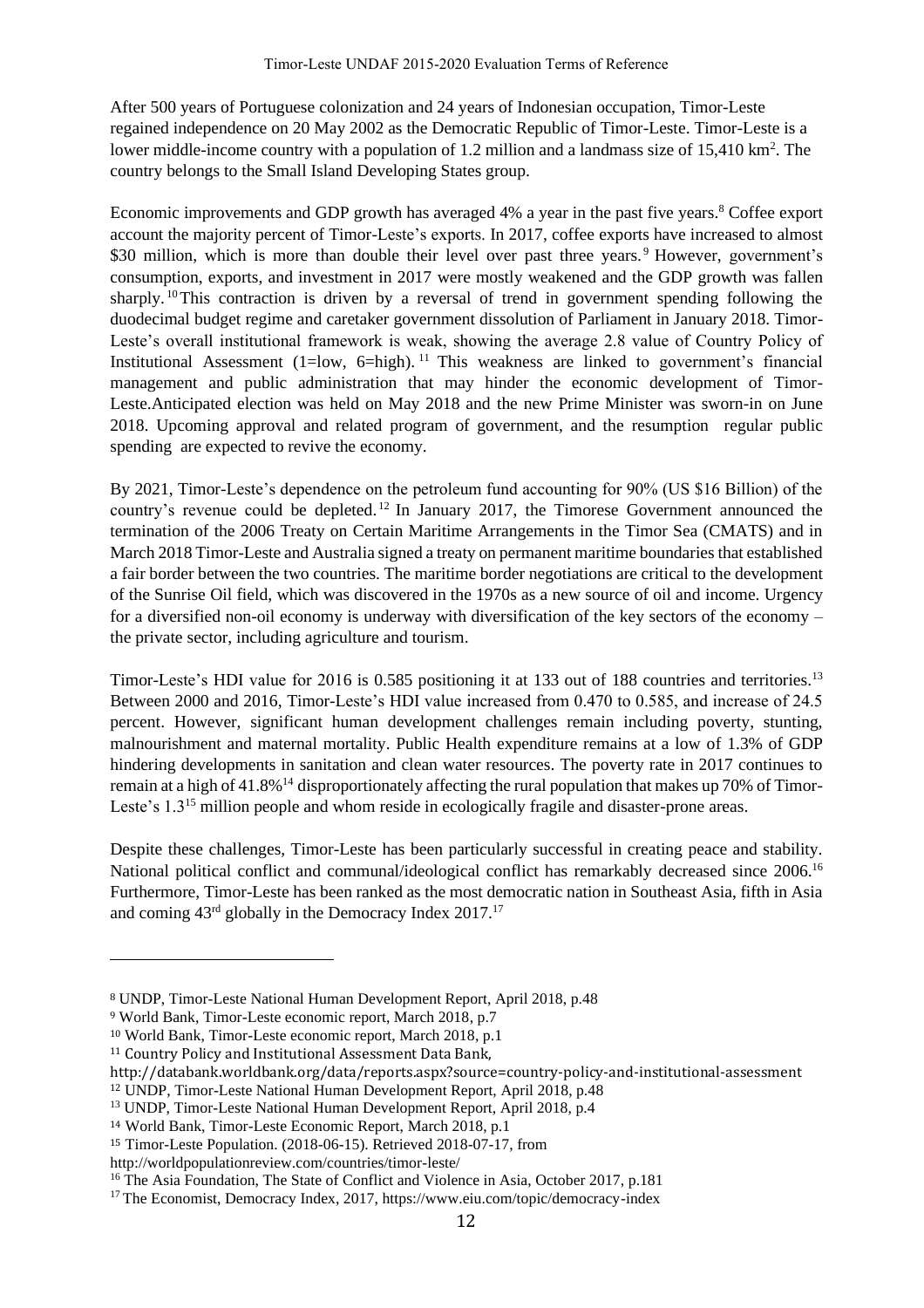After 500 years of Portuguese colonization and 24 years of Indonesian occupation, Timor-Leste regained independence on 20 May 2002 as the Democratic Republic of Timor-Leste. Timor-Leste is a lower middle-income country with a population of 1.2 million and a landmass size of 15,410 km². The country belongs to the Small Island Developing States group.

Economic improvements and GDP growth has averaged 4% a year in the past five years.[8] Coffee export account the majority percent of Timor-Leste's exports. In 2017, coffee exports have increased to almost $30 million, which is more than double their level over past three years.[9] However, government's consumption, exports, and investment in 2017 were mostly weakened and the GDP growth was fallen sharply.[10] This contraction is driven by a reversal of trend in government spending following the duodecimal budget regime and caretaker government dissolution of Parliament in January 2018. Timor-Leste's overall institutional framework is weak, showing the average 2.8 value of Country Policy of Institutional Assessment (1=low, 6=high).[11] This weakness are linked to government's financial management and public administration that may hinder the economic development of Timor-Leste.Anticipated election was held on May 2018 and the new Prime Minister was sworn-in on June 2018. Upcoming approval and related program of government, and the resumption regular public spending are expected to revive the economy.

By 2021, Timor-Leste's dependence on the petroleum fund accounting for 90% (US $16 Billion) of the country's revenue could be depleted.[12] In January 2017, the Timorese Government announced the termination of the 2006 Treaty on Certain Maritime Arrangements in the Timor Sea (CMATS) and in March 2018 Timor-Leste and Australia signed a treaty on permanent maritime boundaries that established a fair border between the two countries. The maritime border negotiations are critical to the development of the Sunrise Oil field, which was discovered in the 1970s as a new source of oil and income. Urgency for a diversified non-oil economy is underway with diversification of the key sectors of the economy – the private sector, including agriculture and tourism.

Timor-Leste's HDI value for 2016 is 0.585 positioning it at 133 out of 188 countries and territories.[13] Between 2000 and 2016, Timor-Leste's HDI value increased from 0.470 to 0.585, and increase of 24.5 percent. However, significant human development challenges remain including poverty, stunting, malnourishment and maternal mortality. Public Health expenditure remains at a low of 1.3% of GDP hindering developments in sanitation and clean water resources. The poverty rate in 2017 continues to remain at a high of 41.8%[14] disproportionately affecting the rural population that makes up 70% of Timor-Leste's 1.3[15] million people and whom reside in ecologically fragile and disaster-prone areas.

Despite these challenges, Timor-Leste has been particularly successful in creating peace and stability. National political conflict and communal/ideological conflict has remarkably decreased since 2006.[16] Furthermore, Timor-Leste has been ranked as the most democratic nation in Southeast Asia, fifth in Asia and coming 43rd globally in the Democracy Index 2017.[17]

---

[8] UNDP, Timor-Leste National Human Development Report, April 2018, p.48

[9] World Bank, Timor-Leste economic report, March 2018, p.7

[10] World Bank, Timor-Leste economic report, March 2018, p.1

[11] Country Policy and Institutional Assessment Data Bank, http://databank.worldbank.org/data/reports.aspx?source=country-policy-and-institutional-assessment

[12] UNDP, Timor-Leste National Human Development Report, April 2018, p.48

[13] UNDP, Timor-Leste National Human Development Report, April 2018, p.4

[14] World Bank, Timor-Leste Economic Report, March 2018, p.1

[15] Timor-Leste Population. (2018-06-15). Retrieved 2018-07-17, from http://worldpopulationreview.com/countries/timor-leste/

[16] The Asia Foundation, The State of Conflict and Violence in Asia, October 2017, p.181

[17] The Economist, Democracy Index, 2017, https://www.eiu.com/topic/democracy-index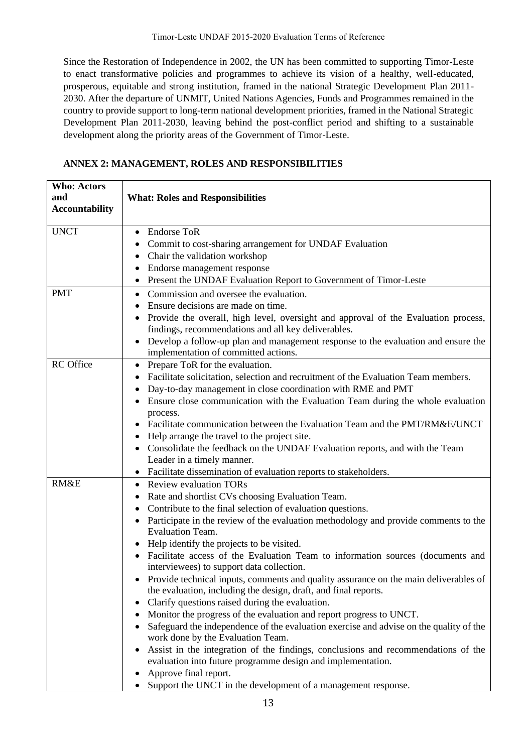Since the Restoration of Independence in 2002, the UN has been committed to supporting Timor-Leste to enact transformative policies and programmes to achieve its vision of a healthy, well-educated, prosperous, equitable and strong institution, framed in the national Strategic Development Plan 2011-2030. After the departure of UNMIT, United Nations Agencies, Funds and Programmes remained in the country to provide support to long-term national development priorities, framed in the National Strategic Development Plan 2011-2030, leaving behind the post-conflict period and shifting to a sustainable development along the priority areas of the Government of Timor-Leste.

## ANNEX 2: MANAGEMENT, ROLES AND RESPONSIBILITIES

| Who: Actors and Accountability | What: Roles and Responsibilities |
|---|---|
| UNCT | • Endorse ToR<br>• Commit to cost-sharing arrangement for UNDAF Evaluation<br>• Chair the validation workshop<br>• Endorse management response<br>• Present the UNDAF Evaluation Report to Government of Timor-Leste |
| PMT | • Commission and oversee the evaluation.<br>• Ensure decisions are made on time.<br>• Provide the overall, high level, oversight and approval of the Evaluation process, findings, recommendations and all key deliverables.<br>• Develop a follow-up plan and management response to the evaluation and ensure the implementation of committed actions. |
| RC Office | • Prepare ToR for the evaluation.<br>• Facilitate solicitation, selection and recruitment of the Evaluation Team members.<br>• Day-to-day management in close coordination with RME and PMT<br>• Ensure close communication with the Evaluation Team during the whole evaluation process.<br>• Facilitate communication between the Evaluation Team and the PMT/RM&E/UNCT<br>• Help arrange the travel to the project site.<br>• Consolidate the feedback on the UNDAF Evaluation reports, and with the Team Leader in a timely manner.<br>• Facilitate dissemination of evaluation reports to stakeholders. |
| RM&E | • Review evaluation TORs<br>• Rate and shortlist CVs choosing Evaluation Team.<br>• Contribute to the final selection of evaluation questions.<br>• Participate in the review of the evaluation methodology and provide comments to the Evaluation Team.<br>• Help identify the projects to be visited.<br>• Facilitate access of the Evaluation Team to information sources (documents and interviewees) to support data collection.<br>• Provide technical inputs, comments and quality assurance on the main deliverables of the evaluation, including the design, draft, and final reports.<br>• Clarify questions raised during the evaluation.<br>• Monitor the progress of the evaluation and report progress to UNCT.<br>• Safeguard the independence of the evaluation exercise and advise on the quality of the work done by the Evaluation Team.<br>• Assist in the integration of the findings, conclusions and recommendations of the evaluation into future programme design and implementation.<br>• Approve final report.<br>• Support the UNCT in the development of a management response. |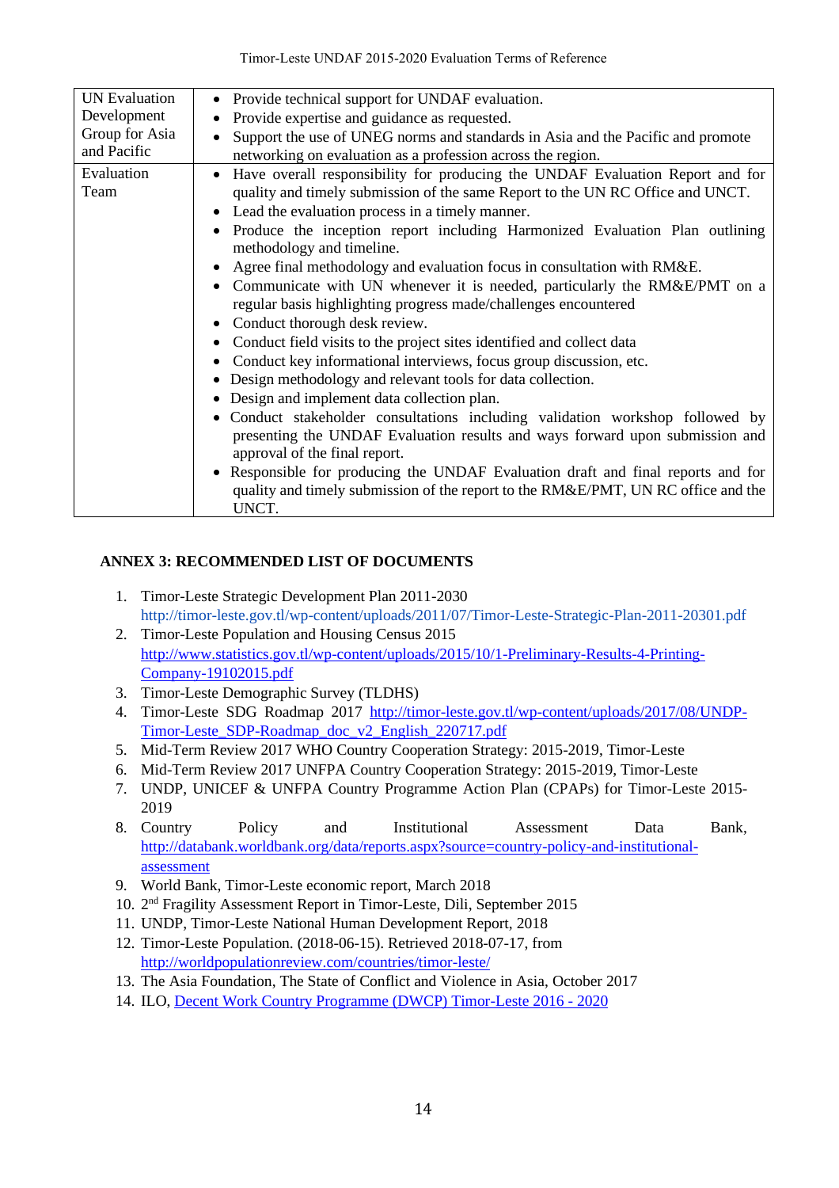| UN Evaluation Development Group for Asia and Pacific | • Provide technical support for UNDAF evaluation.<br>• Provide expertise and guidance as requested.<br>• Support the use of UNEG norms and standards in Asia and the Pacific and promote networking on evaluation as a profession across the region. |
|---|---|
| Evaluation Team | • Have overall responsibility for producing the UNDAF Evaluation Report and for quality and timely submission of the same Report to the UN RC Office and UNCT.<br>• Lead the evaluation process in a timely manner.<br>• Produce the inception report including Harmonized Evaluation Plan outlining methodology and timeline.<br>• Agree final methodology and evaluation focus in consultation with RM&E.<br>• Communicate with UN whenever it is needed, particularly the RM&E/PMT on a regular basis highlighting progress made/challenges encountered<br>• Conduct thorough desk review.<br>• Conduct field visits to the project sites identified and collect data<br>• Conduct key informational interviews, focus group discussion, etc.<br>• Design methodology and relevant tools for data collection.<br>• Design and implement data collection plan.<br>• Conduct stakeholder consultations including validation workshop followed by presenting the UNDAF Evaluation results and ways forward upon submission and approval of the final report.<br>• Responsible for producing the UNDAF Evaluation draft and final reports and for quality and timely submission of the report to the RM&E/PMT, UN RC office and the UNCT. |

## ANNEX 3: RECOMMENDED LIST OF DOCUMENTS

1. Timor-Leste Strategic Development Plan 2011-2030 http://timor-leste.gov.tl/wp-content/uploads/2011/07/Timor-Leste-Strategic-Plan-2011-20301.pdf
2. Timor-Leste Population and Housing Census 2015 http://www.statistics.gov.tl/wp-content/uploads/2015/10/1-Preliminary-Results-4-Printing-Company-19102015.pdf
3. Timor-Leste Demographic Survey (TLDHS)
4. Timor-Leste SDG Roadmap 2017 http://timor-leste.gov.tl/wp-content/uploads/2017/08/UNDP-Timor-Leste_SDP-Roadmap_doc_v2_English_220717.pdf
5. Mid-Term Review 2017 WHO Country Cooperation Strategy: 2015-2019, Timor-Leste
6. Mid-Term Review 2017 UNFPA Country Cooperation Strategy: 2015-2019, Timor-Leste
7. UNDP, UNICEF & UNFPA Country Programme Action Plan (CPAPs) for Timor-Leste 2015-2019
8. Country Policy and Institutional Assessment Data Bank, http://databank.worldbank.org/data/reports.aspx?source=country-policy-and-institutional-assessment
9. World Bank, Timor-Leste economic report, March 2018
10. 2nd Fragility Assessment Report in Timor-Leste, Dili, September 2015
11. UNDP, Timor-Leste National Human Development Report, 2018
12. Timor-Leste Population. (2018-06-15). Retrieved 2018-07-17, from http://worldpopulationreview.com/countries/timor-leste/
13. The Asia Foundation, The State of Conflict and Violence in Asia, October 2017
14. ILO, Decent Work Country Programme (DWCP) Timor-Leste 2016 - 2020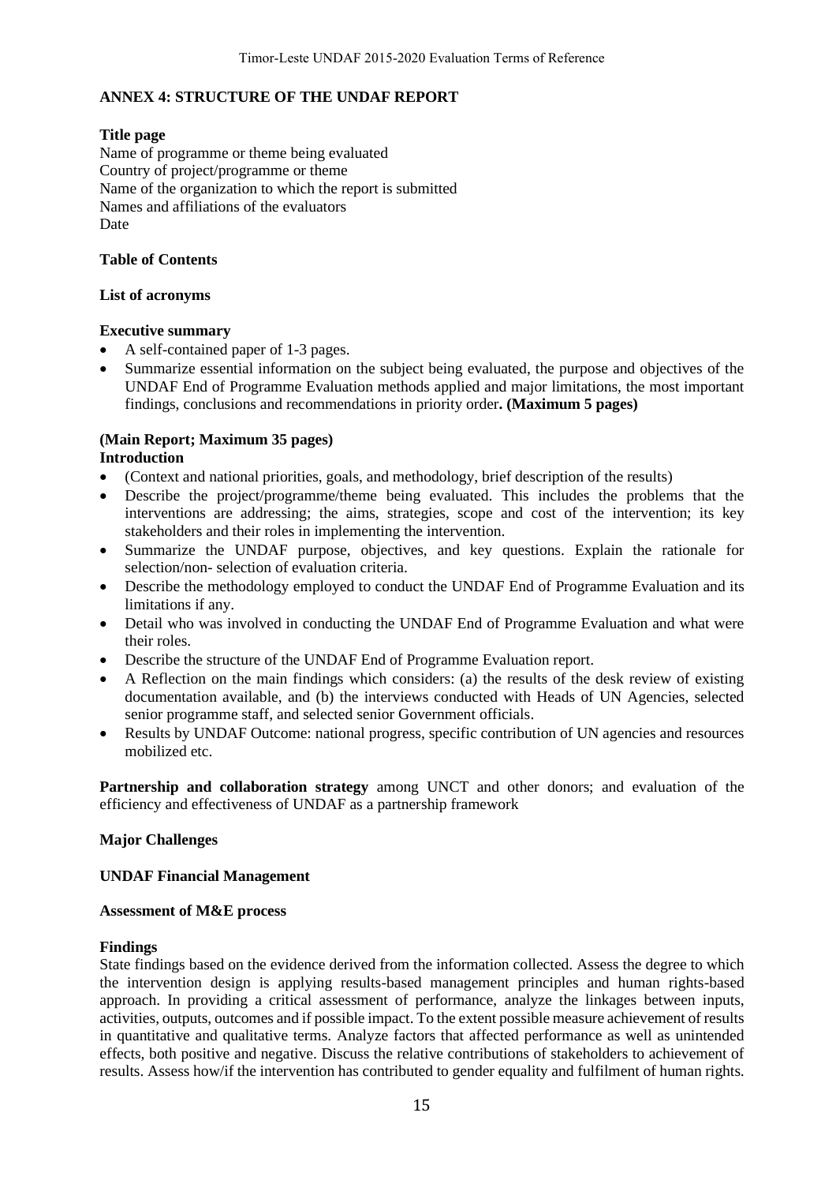## ANNEX 4: STRUCTURE OF THE UNDAF REPORT

**Title page**

Name of programme or theme being evaluated
Country of project/programme or theme
Name of the organization to which the report is submitted
Names and affiliations of the evaluators
Date

**Table of Contents**

**List of acronyms**

**Executive summary**

- A self-contained paper of 1-3 pages.
- Summarize essential information on the subject being evaluated, the purpose and objectives of the UNDAF End of Programme Evaluation methods applied and major limitations, the most important findings, conclusions and recommendations in priority order**. (Maximum 5 pages)**

**(Main Report; Maximum 35 pages)**
**Introduction**

- (Context and national priorities, goals, and methodology, brief description of the results)
- Describe the project/programme/theme being evaluated. This includes the problems that the interventions are addressing; the aims, strategies, scope and cost of the intervention; its key stakeholders and their roles in implementing the intervention.
- Summarize the UNDAF purpose, objectives, and key questions. Explain the rationale for selection/non- selection of evaluation criteria.
- Describe the methodology employed to conduct the UNDAF End of Programme Evaluation and its limitations if any.
- Detail who was involved in conducting the UNDAF End of Programme Evaluation and what were their roles.
- Describe the structure of the UNDAF End of Programme Evaluation report.
- A Reflection on the main findings which considers: (a) the results of the desk review of existing documentation available, and (b) the interviews conducted with Heads of UN Agencies, selected senior programme staff, and selected senior Government officials.
- Results by UNDAF Outcome: national progress, specific contribution of UN agencies and resources mobilized etc.

**Partnership and collaboration strategy** among UNCT and other donors; and evaluation of the efficiency and effectiveness of UNDAF as a partnership framework

**Major Challenges**

**UNDAF Financial Management**

**Assessment of M&E process**

**Findings**

State findings based on the evidence derived from the information collected. Assess the degree to which the intervention design is applying results-based management principles and human rights-based approach. In providing a critical assessment of performance, analyze the linkages between inputs, activities, outputs, outcomes and if possible impact. To the extent possible measure achievement of results in quantitative and qualitative terms. Analyze factors that affected performance as well as unintended effects, both positive and negative. Discuss the relative contributions of stakeholders to achievement of results. Assess how/if the intervention has contributed to gender equality and fulfilment of human rights.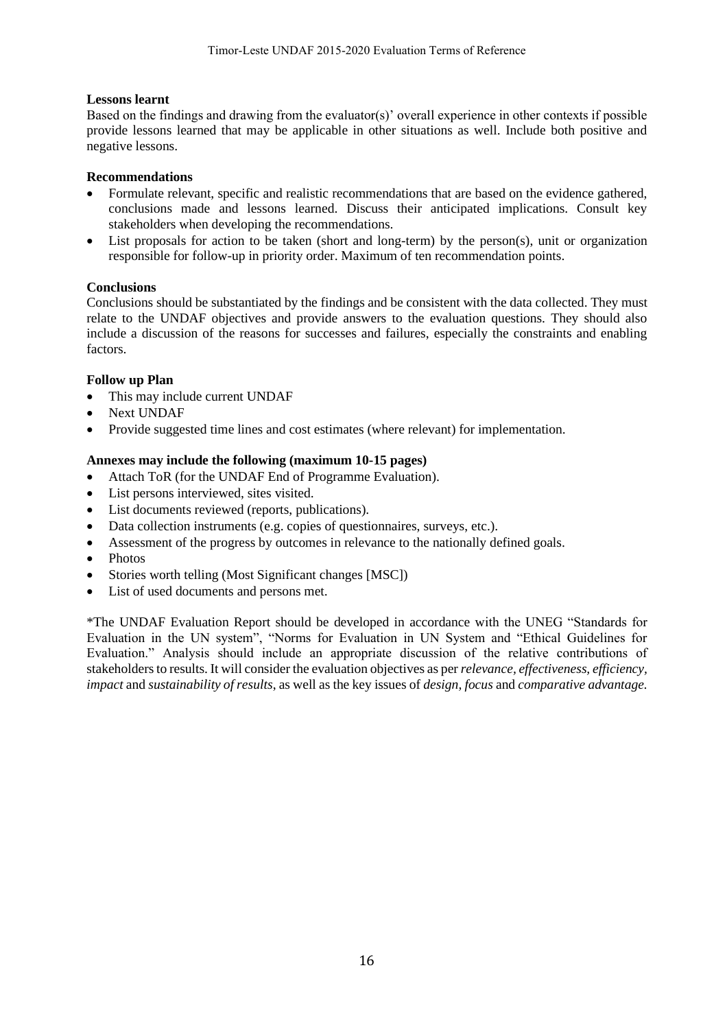**Lessons learnt**

Based on the findings and drawing from the evaluator(s)' overall experience in other contexts if possible provide lessons learned that may be applicable in other situations as well. Include both positive and negative lessons.

**Recommendations**

- Formulate relevant, specific and realistic recommendations that are based on the evidence gathered, conclusions made and lessons learned. Discuss their anticipated implications. Consult key stakeholders when developing the recommendations.
- List proposals for action to be taken (short and long-term) by the person(s), unit or organization responsible for follow-up in priority order. Maximum of ten recommendation points.

**Conclusions**

Conclusions should be substantiated by the findings and be consistent with the data collected. They must relate to the UNDAF objectives and provide answers to the evaluation questions. They should also include a discussion of the reasons for successes and failures, especially the constraints and enabling factors.

**Follow up Plan**

- This may include current UNDAF
- Next UNDAF
- Provide suggested time lines and cost estimates (where relevant) for implementation.

**Annexes may include the following (maximum 10-15 pages)**

- Attach ToR (for the UNDAF End of Programme Evaluation).
- List persons interviewed, sites visited.
- List documents reviewed (reports, publications).
- Data collection instruments (e.g. copies of questionnaires, surveys, etc.).
- Assessment of the progress by outcomes in relevance to the nationally defined goals.
- Photos
- Stories worth telling (Most Significant changes [MSC])
- List of used documents and persons met.

*The UNDAF Evaluation Report should be developed in accordance with the UNEG "Standards for Evaluation in the UN system", "Norms for Evaluation in UN System and "Ethical Guidelines for Evaluation." Analysis should include an appropriate discussion of the relative contributions of stakeholders to results. It will consider the evaluation objectives as per *relevance*, *effectiveness, efficiency*, *impact* and *sustainability of results*, as well as the key issues of *design*, *focus* and *comparative advantage.*